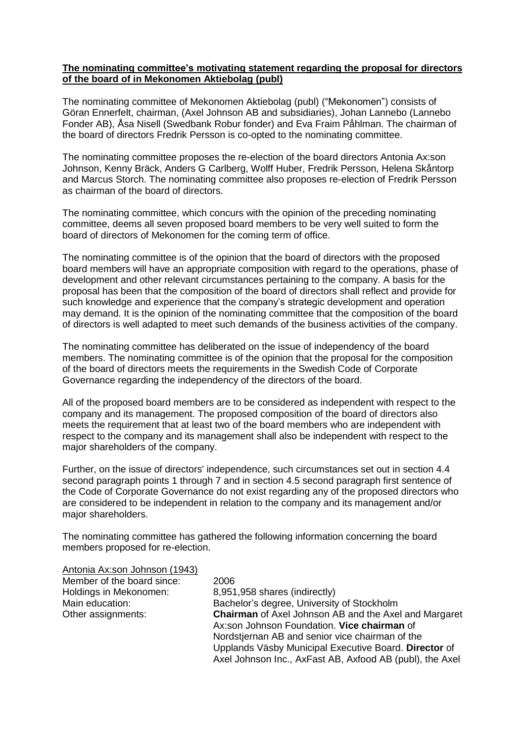**The nominating committee's motivating statement regarding the proposal for directors of the board of in Mekonomen Aktiebolag (publ)**

The nominating committee of Mekonomen Aktiebolag (publ) ("Mekonomen") consists of Göran Ennerfelt, chairman, (Axel Johnson AB and subsidiaries), Johan Lannebo (Lannebo Fonder AB), Åsa Nisell (Swedbank Robur fonder) and Eva Fraim Påhlman. The chairman of the board of directors Fredrik Persson is co-opted to the nominating committee.

The nominating committee proposes the re-election of the board directors Antonia Ax:son Johnson, Kenny Bräck, Anders G Carlberg, Wolff Huber, Fredrik Persson, Helena Skåntorp and Marcus Storch. The nominating committee also proposes re-election of Fredrik Persson as chairman of the board of directors.

The nominating committee, which concurs with the opinion of the preceding nominating committee, deems all seven proposed board members to be very well suited to form the board of directors of Mekonomen for the coming term of office.

The nominating committee is of the opinion that the board of directors with the proposed board members will have an appropriate composition with regard to the operations, phase of development and other relevant circumstances pertaining to the company. A basis for the proposal has been that the composition of the board of directors shall reflect and provide for such knowledge and experience that the company's strategic development and operation may demand. It is the opinion of the nominating committee that the composition of the board of directors is well adapted to meet such demands of the business activities of the company.

The nominating committee has deliberated on the issue of independency of the board members. The nominating committee is of the opinion that the proposal for the composition of the board of directors meets the requirements in the Swedish Code of Corporate Governance regarding the independency of the directors of the board.

All of the proposed board members are to be considered as independent with respect to the company and its management. The proposed composition of the board of directors also meets the requirement that at least two of the board members who are independent with respect to the company and its management shall also be independent with respect to the major shareholders of the company.

Further, on the issue of directors' independence, such circumstances set out in section 4.4 second paragraph points 1 through 7 and in section 4.5 second paragraph first sentence of the Code of Corporate Governance do not exist regarding any of the proposed directors who are considered to be independent in relation to the company and its management and/or major shareholders.

The nominating committee has gathered the following information concerning the board members proposed for re-election.

Antonia Ax:son Johnson (1943)

| | |
|---|---|
| Member of the board since: | 2006 |
| Holdings in Mekonomen: | 8,951,958 shares (indirectly) |
| Main education: | Bachelor's degree, University of Stockholm |
| Other assignments: | **Chairman** of Axel Johnson AB and the Axel and Margaret Ax:son Johnson Foundation. **Vice chairman** of Nordstjernan AB and senior vice chairman of the Upplands Väsby Municipal Executive Board. **Director** of Axel Johnson Inc., AxFast AB, Axfood AB (publ), the Axel |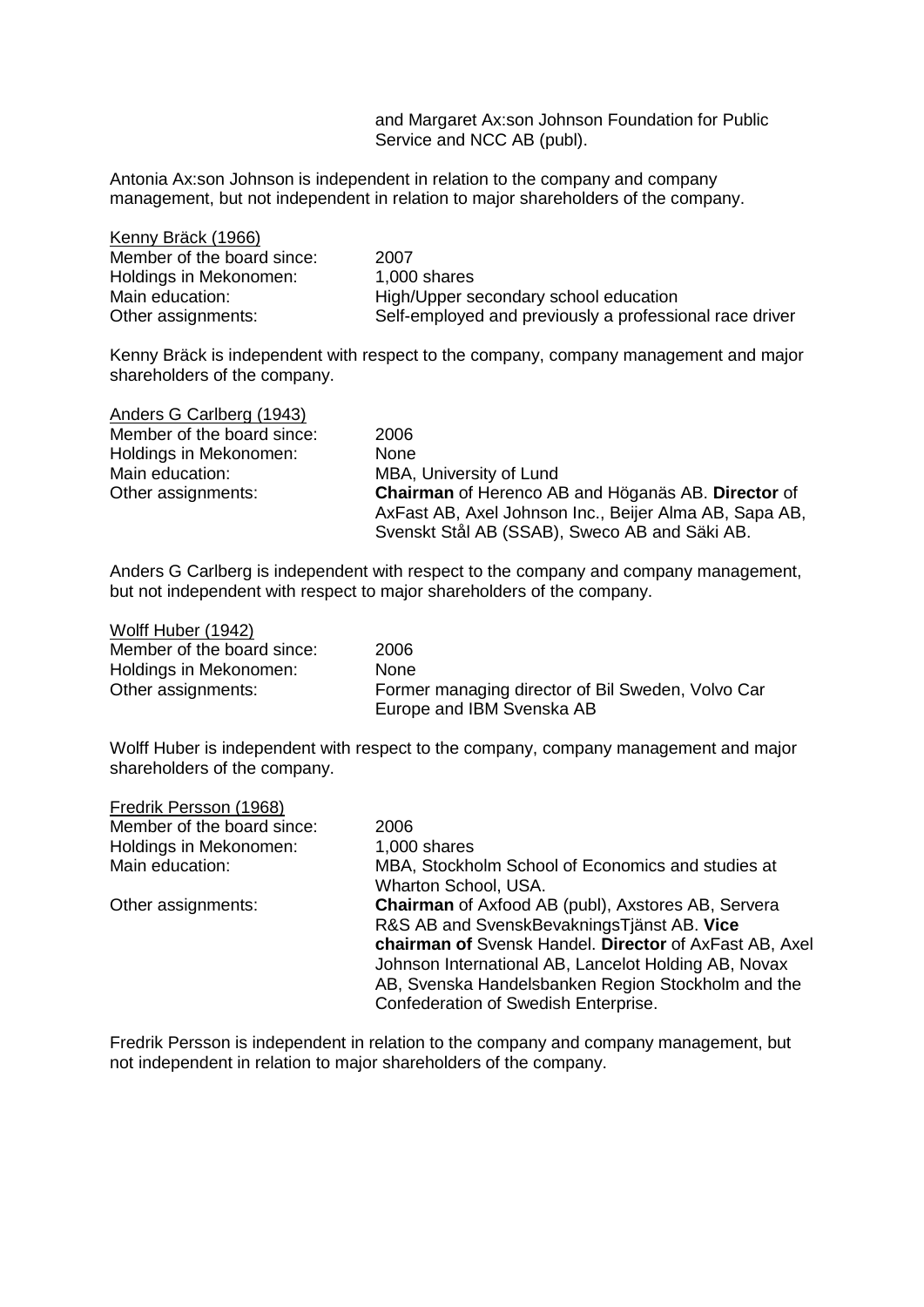and Margaret Ax:son Johnson Foundation for Public Service and NCC AB (publ).

Antonia Ax:son Johnson is independent in relation to the company and company management, but not independent in relation to major shareholders of the company.

Kenny Bräck (1966)

| | |
|---|---|
| Member of the board since: | 2007 |
| Holdings in Mekonomen: | 1,000 shares |
| Main education: | High/Upper secondary school education |
| Other assignments: | Self-employed and previously a professional race driver |

Kenny Bräck is independent with respect to the company, company management and major shareholders of the company.

Anders G Carlberg (1943)

| | |
|---|---|
| Member of the board since: | 2006 |
| Holdings in Mekonomen: | None |
| Main education: | MBA, University of Lund |
| Other assignments: | **Chairman** of Herenco AB and Höganäs AB. **Director** of AxFast AB, Axel Johnson Inc., Beijer Alma AB, Sapa AB, Svenskt Stål AB (SSAB), Sweco AB and Säki AB. |

Anders G Carlberg is independent with respect to the company and company management, but not independent with respect to major shareholders of the company.

Wolff Huber (1942)

| | |
|---|---|
| Member of the board since: | 2006 |
| Holdings in Mekonomen: | None |
| Other assignments: | Former managing director of Bil Sweden, Volvo Car Europe and IBM Svenska AB |

Wolff Huber is independent with respect to the company, company management and major shareholders of the company.

Fredrik Persson (1968)

| | |
|---|---|
| Member of the board since: | 2006 |
| Holdings in Mekonomen: | 1,000 shares |
| Main education: | MBA, Stockholm School of Economics and studies at Wharton School, USA. |
| Other assignments: | **Chairman** of Axfood AB (publ), Axstores AB, Servera R&S AB and SvenskBevakningsTjänst AB. **Vice chairman of** Svensk Handel. **Director** of AxFast AB, Axel Johnson International AB, Lancelot Holding AB, Novax AB, Svenska Handelsbanken Region Stockholm and the Confederation of Swedish Enterprise. |

Fredrik Persson is independent in relation to the company and company management, but not independent in relation to major shareholders of the company.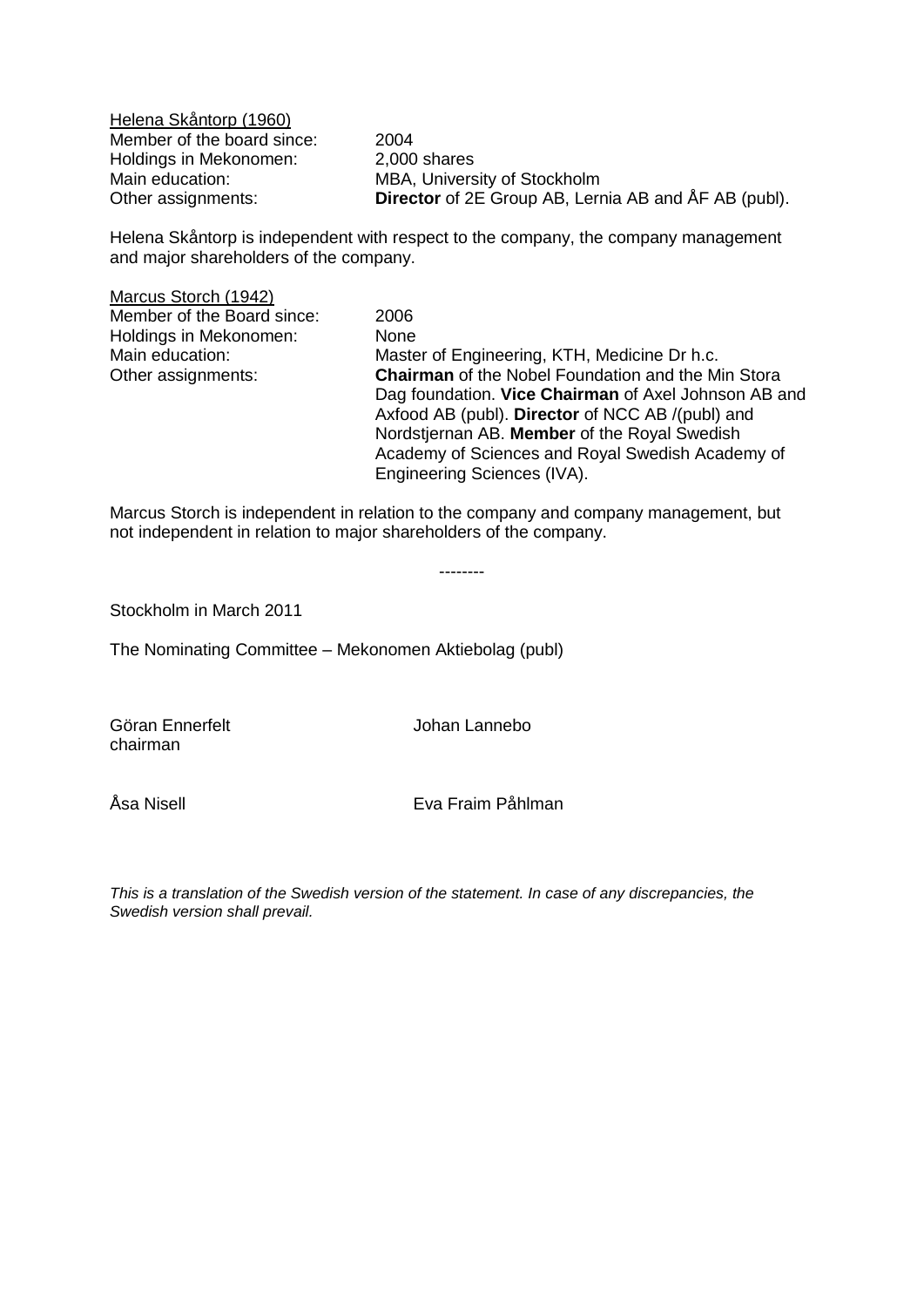Helena Skåntorp (1960)

Member of the board since: 2004

Holdings in Mekonomen: 2,000 shares

Main education: MBA, University of Stockholm

Other assignments: **Director** of 2E Group AB, Lernia AB and ÅF AB (publ).

Helena Skåntorp is independent with respect to the company, the company management and major shareholders of the company.

Marcus Storch (1942)

Member of the Board since: 2006

Holdings in Mekonomen: None

Main education: Master of Engineering, KTH, Medicine Dr h.c.

Other assignments: **Chairman** of the Nobel Foundation and the Min Stora Dag foundation. **Vice Chairman** of Axel Johnson AB and Axfood AB (publ). **Director** of NCC AB /(publ) and Nordstjernan AB. **Member** of the Royal Swedish Academy of Sciences and Royal Swedish Academy of Engineering Sciences (IVA).

Marcus Storch is independent in relation to the company and company management, but not independent in relation to major shareholders of the company.

--------

Stockholm in March 2011

The Nominating Committee – Mekonomen Aktiebolag (publ)

Göran Ennerfelt
chairman

Johan Lannebo

Åsa Nisell

Eva Fraim Påhlman

*This is a translation of the Swedish version of the statement. In case of any discrepancies, the Swedish version shall prevail.*